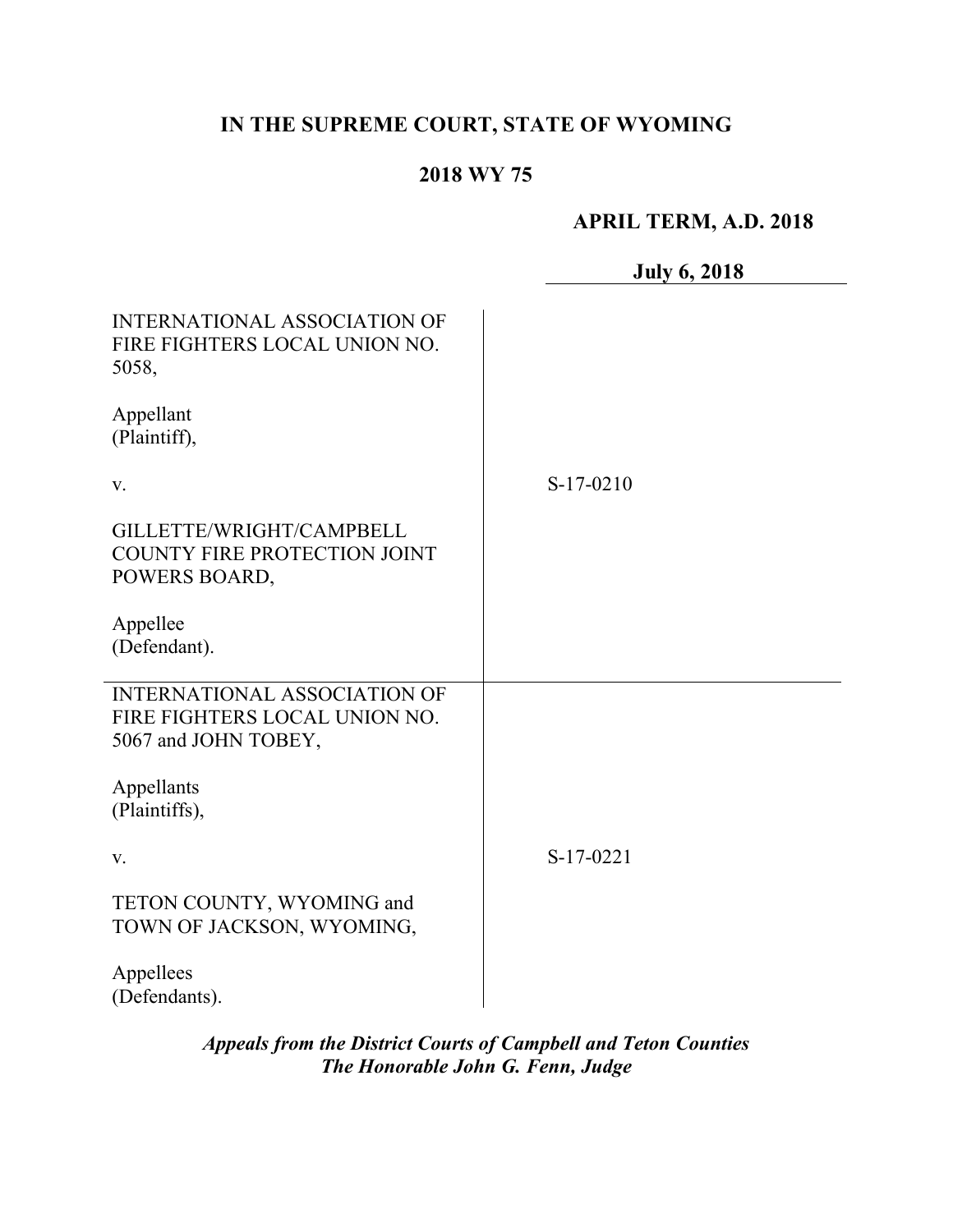**IN THE SUPREME COURT, STATE OF WYOMING**

**2018 WY 75**

**APRIL TERM, A.D. 2018**

**July 6, 2018**

| | |
|---|---|
| INTERNATIONAL ASSOCIATION OF FIRE FIGHTERS LOCAL UNION NO. 5058,<br><br>Appellant (Plaintiff),<br><br>v.<br><br>GILLETTE/WRIGHT/CAMPBELL COUNTY FIRE PROTECTION JOINT POWERS BOARD,<br><br>Appellee (Defendant). | S-17-0210 |
| INTERNATIONAL ASSOCIATION OF FIRE FIGHTERS LOCAL UNION NO. 5067 and JOHN TOBEY,<br><br>Appellants (Plaintiffs),<br><br>v.<br><br>TETON COUNTY, WYOMING and TOWN OF JACKSON, WYOMING,<br><br>Appellees (Defendants). | S-17-0221 |

*Appeals from the District Courts of Campbell and Teton Counties*
*The Honorable John G. Fenn, Judge*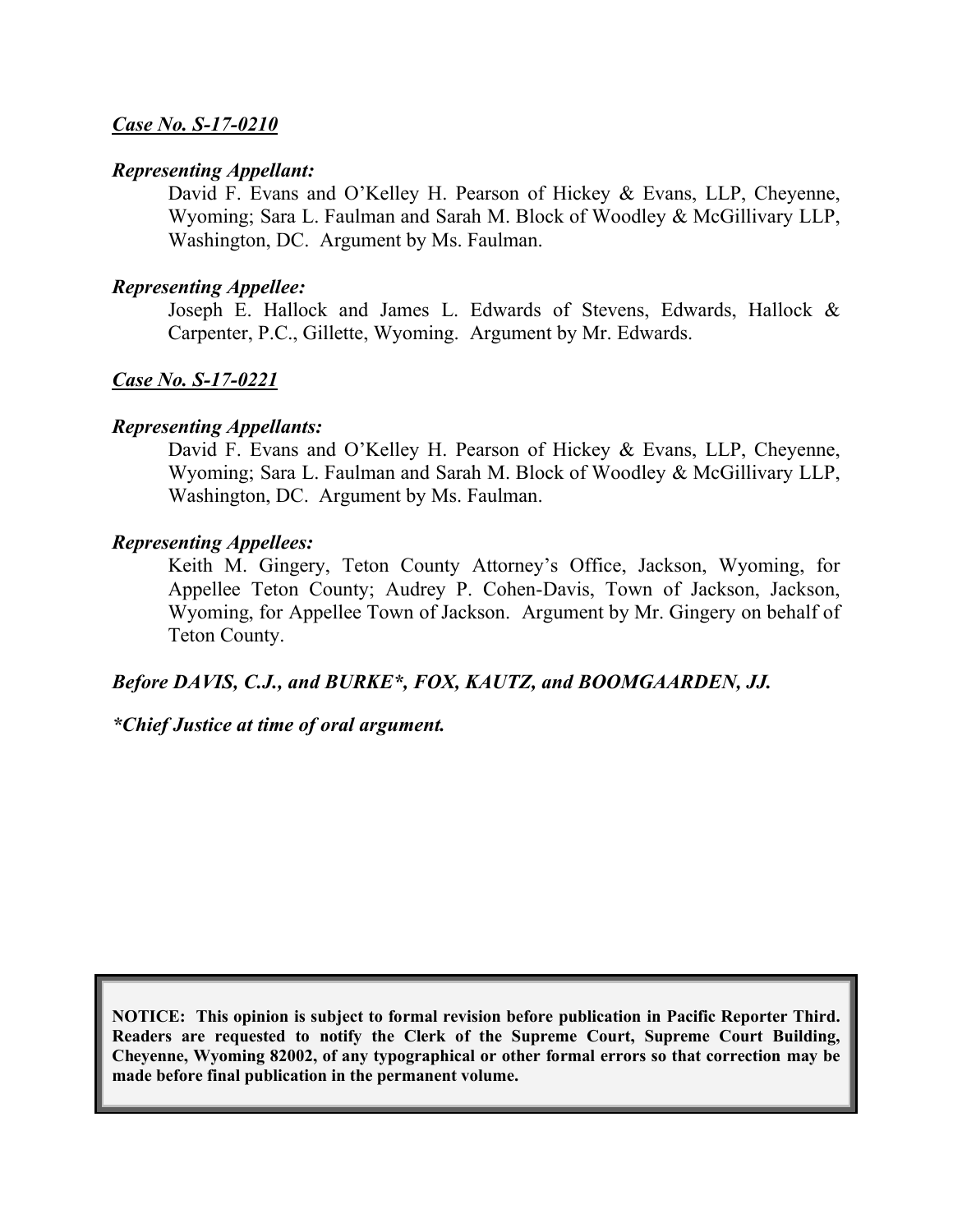***Case No. S-17-0210***

***Representing Appellant:***

David F. Evans and O'Kelley H. Pearson of Hickey & Evans, LLP, Cheyenne, Wyoming; Sara L. Faulman and Sarah M. Block of Woodley & McGillivary LLP, Washington, DC. Argument by Ms. Faulman.

***Representing Appellee:***

Joseph E. Hallock and James L. Edwards of Stevens, Edwards, Hallock & Carpenter, P.C., Gillette, Wyoming. Argument by Mr. Edwards.

***Case No. S-17-0221***

***Representing Appellants:***

David F. Evans and O'Kelley H. Pearson of Hickey & Evans, LLP, Cheyenne, Wyoming; Sara L. Faulman and Sarah M. Block of Woodley & McGillivary LLP, Washington, DC. Argument by Ms. Faulman.

***Representing Appellees:***

Keith M. Gingery, Teton County Attorney's Office, Jackson, Wyoming, for Appellee Teton County; Audrey P. Cohen-Davis, Town of Jackson, Jackson, Wyoming, for Appellee Town of Jackson. Argument by Mr. Gingery on behalf of Teton County.

***Before DAVIS, C.J., and BURKE\*, FOX, KAUTZ, and BOOMGAARDEN, JJ.***

***\*Chief Justice at time of oral argument.***

**NOTICE: This opinion is subject to formal revision before publication in Pacific Reporter Third. Readers are requested to notify the Clerk of the Supreme Court, Supreme Court Building, Cheyenne, Wyoming 82002, of any typographical or other formal errors so that correction may be made before final publication in the permanent volume.**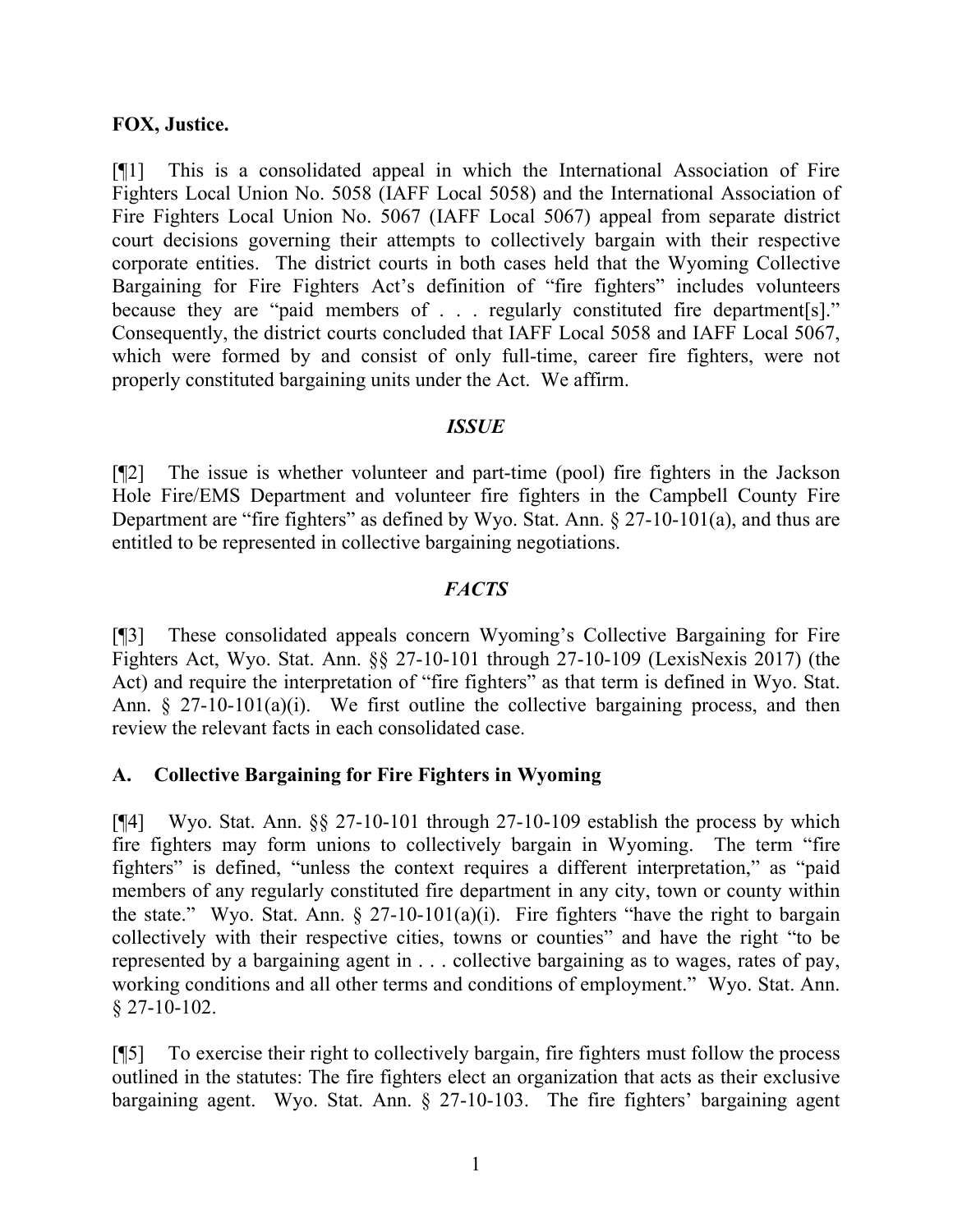**FOX, Justice.**

[¶1] This is a consolidated appeal in which the International Association of Fire Fighters Local Union No. 5058 (IAFF Local 5058) and the International Association of Fire Fighters Local Union No. 5067 (IAFF Local 5067) appeal from separate district court decisions governing their attempts to collectively bargain with their respective corporate entities. The district courts in both cases held that the Wyoming Collective Bargaining for Fire Fighters Act's definition of "fire fighters" includes volunteers because they are "paid members of . . . regularly constituted fire department[s]." Consequently, the district courts concluded that IAFF Local 5058 and IAFF Local 5067, which were formed by and consist of only full-time, career fire fighters, were not properly constituted bargaining units under the Act. We affirm.

### *ISSUE*

[¶2] The issue is whether volunteer and part-time (pool) fire fighters in the Jackson Hole Fire/EMS Department and volunteer fire fighters in the Campbell County Fire Department are "fire fighters" as defined by Wyo. Stat. Ann. § 27-10-101(a), and thus are entitled to be represented in collective bargaining negotiations.

### *FACTS*

[¶3] These consolidated appeals concern Wyoming's Collective Bargaining for Fire Fighters Act, Wyo. Stat. Ann. §§ 27-10-101 through 27-10-109 (LexisNexis 2017) (the Act) and require the interpretation of "fire fighters" as that term is defined in Wyo. Stat. Ann. § 27-10-101(a)(i). We first outline the collective bargaining process, and then review the relevant facts in each consolidated case.

### A. Collective Bargaining for Fire Fighters in Wyoming

[¶4] Wyo. Stat. Ann. §§ 27-10-101 through 27-10-109 establish the process by which fire fighters may form unions to collectively bargain in Wyoming. The term "fire fighters" is defined, "unless the context requires a different interpretation," as "paid members of any regularly constituted fire department in any city, town or county within the state." Wyo. Stat. Ann. § 27-10-101(a)(i). Fire fighters "have the right to bargain collectively with their respective cities, towns or counties" and have the right "to be represented by a bargaining agent in . . . collective bargaining as to wages, rates of pay, working conditions and all other terms and conditions of employment." Wyo. Stat. Ann. § 27-10-102.

[¶5] To exercise their right to collectively bargain, fire fighters must follow the process outlined in the statutes: The fire fighters elect an organization that acts as their exclusive bargaining agent. Wyo. Stat. Ann. § 27-10-103. The fire fighters' bargaining agent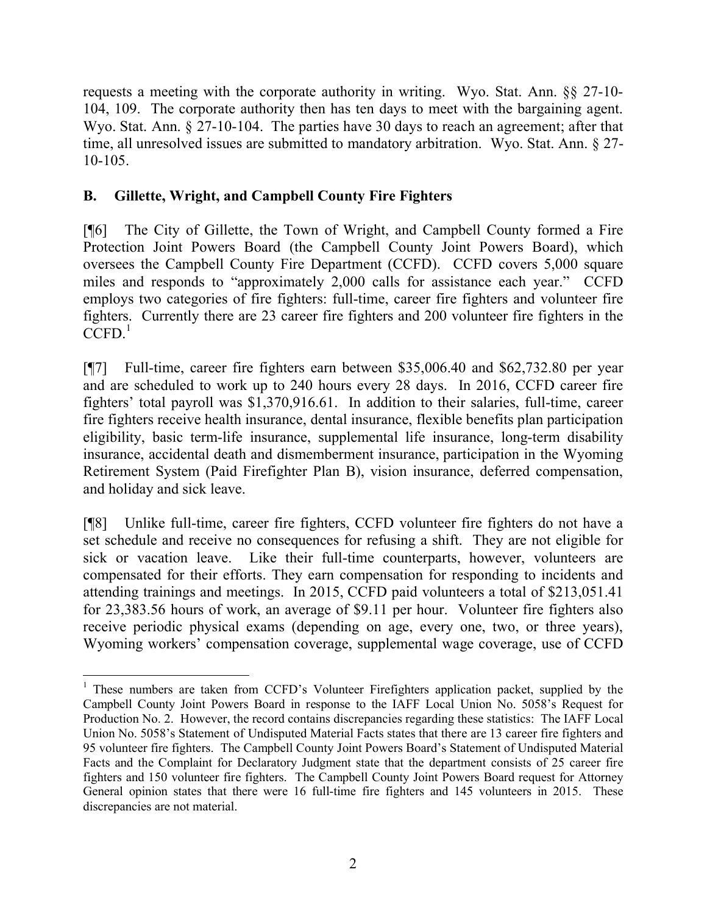requests a meeting with the corporate authority in writing. Wyo. Stat. Ann. §§ 27-10-104, 109. The corporate authority then has ten days to meet with the bargaining agent. Wyo. Stat. Ann. § 27-10-104. The parties have 30 days to reach an agreement; after that time, all unresolved issues are submitted to mandatory arbitration. Wyo. Stat. Ann. § 27-10-105.

## B. Gillette, Wright, and Campbell County Fire Fighters

[¶6] The City of Gillette, the Town of Wright, and Campbell County formed a Fire Protection Joint Powers Board (the Campbell County Joint Powers Board), which oversees the Campbell County Fire Department (CCFD). CCFD covers 5,000 square miles and responds to "approximately 2,000 calls for assistance each year." CCFD employs two categories of fire fighters: full-time, career fire fighters and volunteer fire fighters. Currently there are 23 career fire fighters and 200 volunteer fire fighters in the CCFD.[1]

[¶7] Full-time, career fire fighters earn between $35,006.40 and $62,732.80 per year and are scheduled to work up to 240 hours every 28 days. In 2016, CCFD career fire fighters' total payroll was $1,370,916.61. In addition to their salaries, full-time, career fire fighters receive health insurance, dental insurance, flexible benefits plan participation eligibility, basic term-life insurance, supplemental life insurance, long-term disability insurance, accidental death and dismemberment insurance, participation in the Wyoming Retirement System (Paid Firefighter Plan B), vision insurance, deferred compensation, and holiday and sick leave.

[¶8] Unlike full-time, career fire fighters, CCFD volunteer fire fighters do not have a set schedule and receive no consequences for refusing a shift. They are not eligible for sick or vacation leave. Like their full-time counterparts, however, volunteers are compensated for their efforts. They earn compensation for responding to incidents and attending trainings and meetings. In 2015, CCFD paid volunteers a total of $213,051.41 for 23,383.56 hours of work, an average of $9.11 per hour. Volunteer fire fighters also receive periodic physical exams (depending on age, every one, two, or three years), Wyoming workers' compensation coverage, supplemental wage coverage, use of CCFD

---

[1] These numbers are taken from CCFD's Volunteer Firefighters application packet, supplied by the Campbell County Joint Powers Board in response to the IAFF Local Union No. 5058's Request for Production No. 2. However, the record contains discrepancies regarding these statistics: The IAFF Local Union No. 5058's Statement of Undisputed Material Facts states that there are 13 career fire fighters and 95 volunteer fire fighters. The Campbell County Joint Powers Board's Statement of Undisputed Material Facts and the Complaint for Declaratory Judgment state that the department consists of 25 career fire fighters and 150 volunteer fire fighters. The Campbell County Joint Powers Board request for Attorney General opinion states that there were 16 full-time fire fighters and 145 volunteers in 2015. These discrepancies are not material.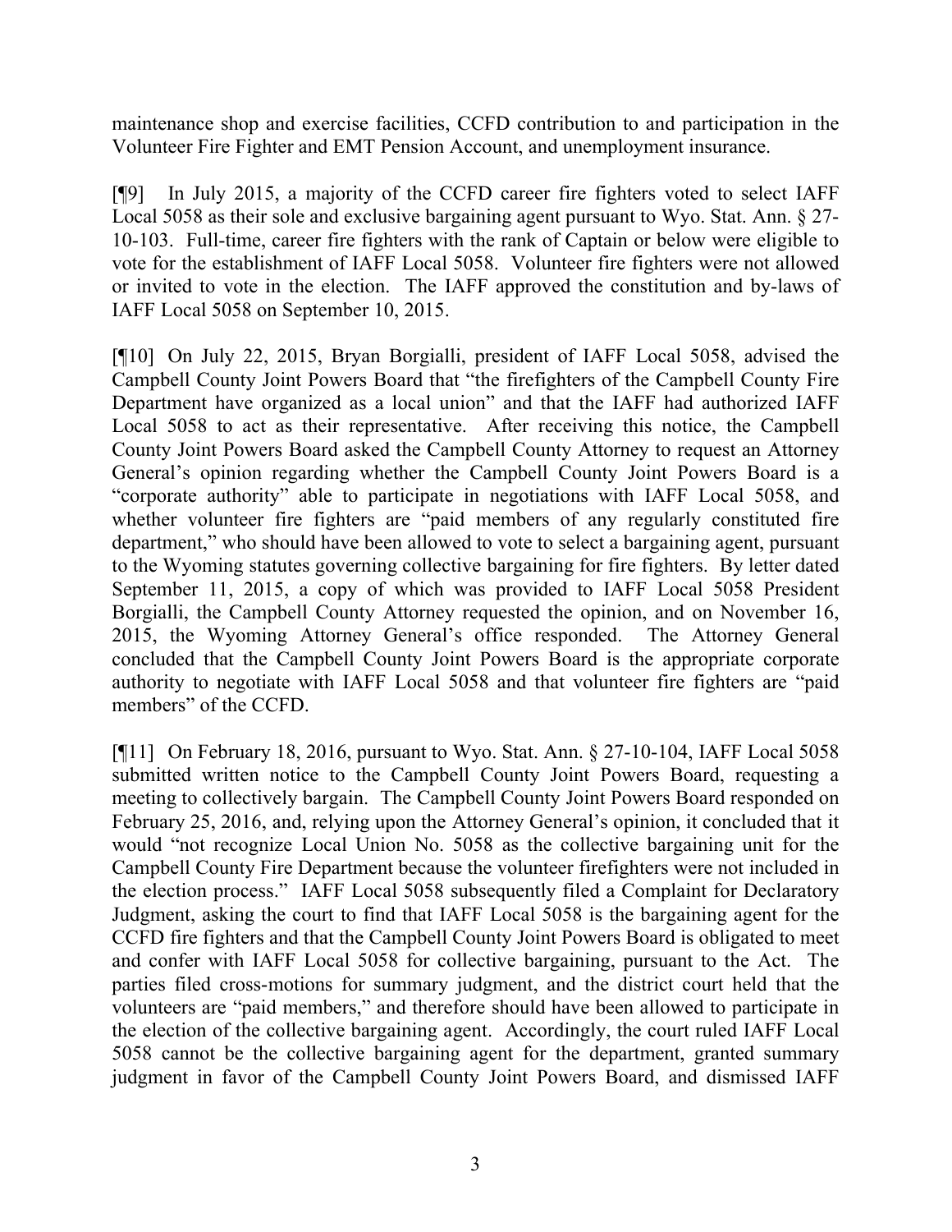maintenance shop and exercise facilities, CCFD contribution to and participation in the Volunteer Fire Fighter and EMT Pension Account, and unemployment insurance.

[¶9] In July 2015, a majority of the CCFD career fire fighters voted to select IAFF Local 5058 as their sole and exclusive bargaining agent pursuant to Wyo. Stat. Ann. § 27-10-103. Full-time, career fire fighters with the rank of Captain or below were eligible to vote for the establishment of IAFF Local 5058. Volunteer fire fighters were not allowed or invited to vote in the election. The IAFF approved the constitution and by-laws of IAFF Local 5058 on September 10, 2015.

[¶10] On July 22, 2015, Bryan Borgialli, president of IAFF Local 5058, advised the Campbell County Joint Powers Board that "the firefighters of the Campbell County Fire Department have organized as a local union" and that the IAFF had authorized IAFF Local 5058 to act as their representative. After receiving this notice, the Campbell County Joint Powers Board asked the Campbell County Attorney to request an Attorney General's opinion regarding whether the Campbell County Joint Powers Board is a "corporate authority" able to participate in negotiations with IAFF Local 5058, and whether volunteer fire fighters are "paid members of any regularly constituted fire department," who should have been allowed to vote to select a bargaining agent, pursuant to the Wyoming statutes governing collective bargaining for fire fighters. By letter dated September 11, 2015, a copy of which was provided to IAFF Local 5058 President Borgialli, the Campbell County Attorney requested the opinion, and on November 16, 2015, the Wyoming Attorney General's office responded. The Attorney General concluded that the Campbell County Joint Powers Board is the appropriate corporate authority to negotiate with IAFF Local 5058 and that volunteer fire fighters are "paid members" of the CCFD.

[¶11] On February 18, 2016, pursuant to Wyo. Stat. Ann. § 27-10-104, IAFF Local 5058 submitted written notice to the Campbell County Joint Powers Board, requesting a meeting to collectively bargain. The Campbell County Joint Powers Board responded on February 25, 2016, and, relying upon the Attorney General's opinion, it concluded that it would "not recognize Local Union No. 5058 as the collective bargaining unit for the Campbell County Fire Department because the volunteer firefighters were not included in the election process." IAFF Local 5058 subsequently filed a Complaint for Declaratory Judgment, asking the court to find that IAFF Local 5058 is the bargaining agent for the CCFD fire fighters and that the Campbell County Joint Powers Board is obligated to meet and confer with IAFF Local 5058 for collective bargaining, pursuant to the Act. The parties filed cross-motions for summary judgment, and the district court held that the volunteers are "paid members," and therefore should have been allowed to participate in the election of the collective bargaining agent. Accordingly, the court ruled IAFF Local 5058 cannot be the collective bargaining agent for the department, granted summary judgment in favor of the Campbell County Joint Powers Board, and dismissed IAFF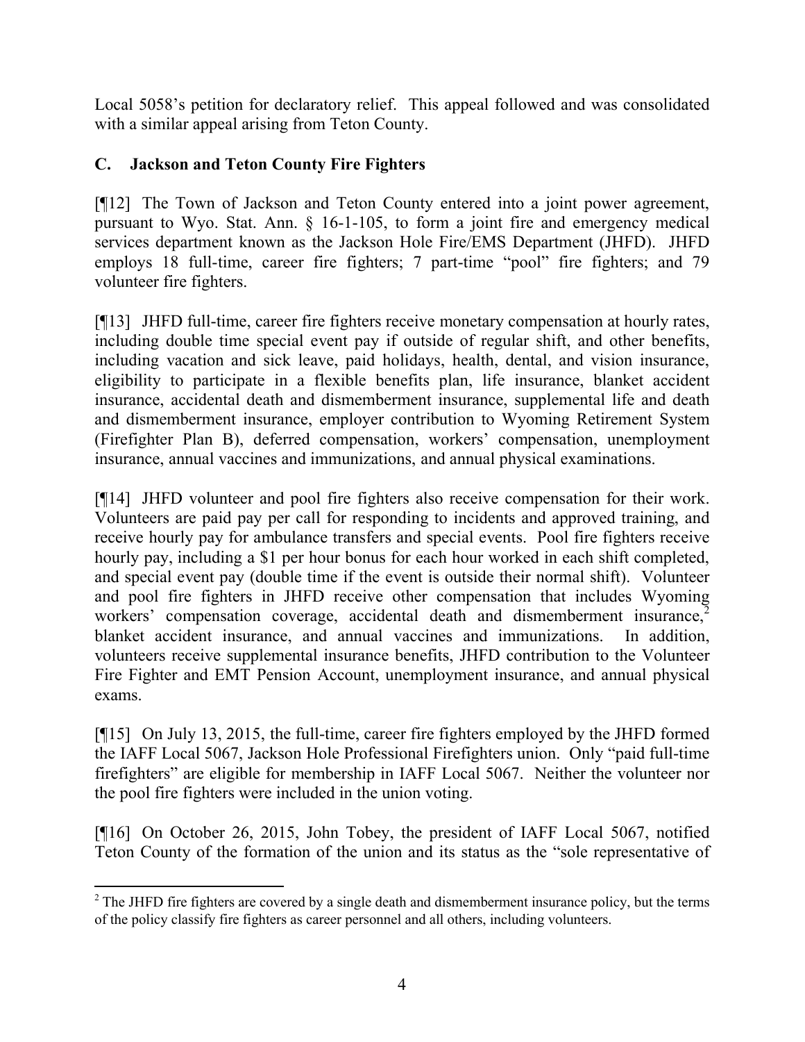Local 5058's petition for declaratory relief. This appeal followed and was consolidated with a similar appeal arising from Teton County.

## C. Jackson and Teton County Fire Fighters

[¶12] The Town of Jackson and Teton County entered into a joint power agreement, pursuant to Wyo. Stat. Ann. § 16-1-105, to form a joint fire and emergency medical services department known as the Jackson Hole Fire/EMS Department (JHFD). JHFD employs 18 full-time, career fire fighters; 7 part-time "pool" fire fighters; and 79 volunteer fire fighters.

[¶13] JHFD full-time, career fire fighters receive monetary compensation at hourly rates, including double time special event pay if outside of regular shift, and other benefits, including vacation and sick leave, paid holidays, health, dental, and vision insurance, eligibility to participate in a flexible benefits plan, life insurance, blanket accident insurance, accidental death and dismemberment insurance, supplemental life and death and dismemberment insurance, employer contribution to Wyoming Retirement System (Firefighter Plan B), deferred compensation, workers' compensation, unemployment insurance, annual vaccines and immunizations, and annual physical examinations.

[¶14] JHFD volunteer and pool fire fighters also receive compensation for their work. Volunteers are paid pay per call for responding to incidents and approved training, and receive hourly pay for ambulance transfers and special events. Pool fire fighters receive hourly pay, including a $1 per hour bonus for each hour worked in each shift completed, and special event pay (double time if the event is outside their normal shift). Volunteer and pool fire fighters in JHFD receive other compensation that includes Wyoming workers' compensation coverage, accidental death and dismemberment insurance,[2] blanket accident insurance, and annual vaccines and immunizations. In addition, volunteers receive supplemental insurance benefits, JHFD contribution to the Volunteer Fire Fighter and EMT Pension Account, unemployment insurance, and annual physical exams.

[¶15] On July 13, 2015, the full-time, career fire fighters employed by the JHFD formed the IAFF Local 5067, Jackson Hole Professional Firefighters union. Only "paid full-time firefighters" are eligible for membership in IAFF Local 5067. Neither the volunteer nor the pool fire fighters were included in the union voting.

[¶16] On October 26, 2015, John Tobey, the president of IAFF Local 5067, notified Teton County of the formation of the union and its status as the "sole representative of

[2] The JHFD fire fighters are covered by a single death and dismemberment insurance policy, but the terms of the policy classify fire fighters as career personnel and all others, including volunteers.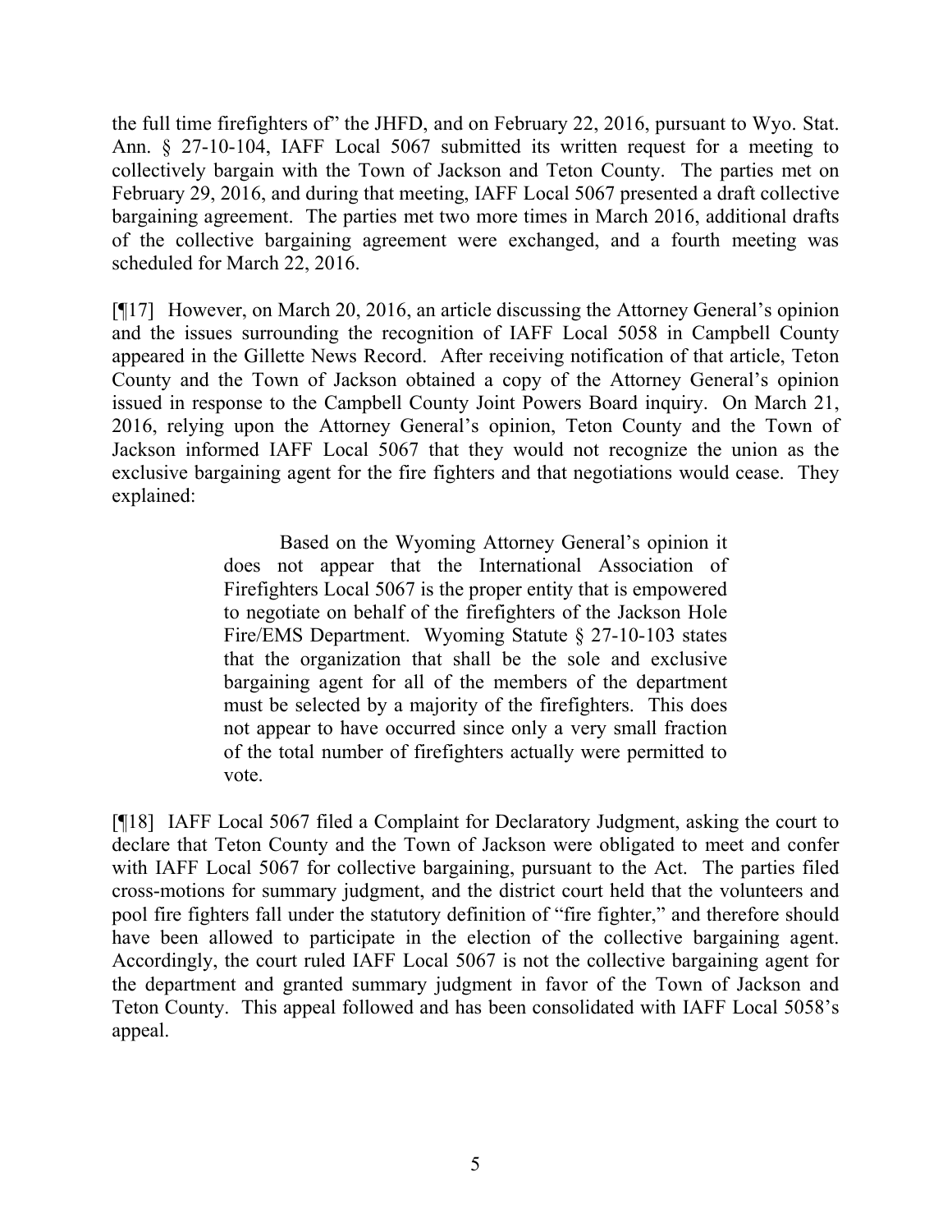the full time firefighters of" the JHFD, and on February 22, 2016, pursuant to Wyo. Stat. Ann. § 27-10-104, IAFF Local 5067 submitted its written request for a meeting to collectively bargain with the Town of Jackson and Teton County. The parties met on February 29, 2016, and during that meeting, IAFF Local 5067 presented a draft collective bargaining agreement. The parties met two more times in March 2016, additional drafts of the collective bargaining agreement were exchanged, and a fourth meeting was scheduled for March 22, 2016.

[¶17] However, on March 20, 2016, an article discussing the Attorney General's opinion and the issues surrounding the recognition of IAFF Local 5058 in Campbell County appeared in the Gillette News Record. After receiving notification of that article, Teton County and the Town of Jackson obtained a copy of the Attorney General's opinion issued in response to the Campbell County Joint Powers Board inquiry. On March 21, 2016, relying upon the Attorney General's opinion, Teton County and the Town of Jackson informed IAFF Local 5067 that they would not recognize the union as the exclusive bargaining agent for the fire fighters and that negotiations would cease. They explained:

> Based on the Wyoming Attorney General's opinion it does not appear that the International Association of Firefighters Local 5067 is the proper entity that is empowered to negotiate on behalf of the firefighters of the Jackson Hole Fire/EMS Department. Wyoming Statute § 27-10-103 states that the organization that shall be the sole and exclusive bargaining agent for all of the members of the department must be selected by a majority of the firefighters. This does not appear to have occurred since only a very small fraction of the total number of firefighters actually were permitted to vote.

[¶18] IAFF Local 5067 filed a Complaint for Declaratory Judgment, asking the court to declare that Teton County and the Town of Jackson were obligated to meet and confer with IAFF Local 5067 for collective bargaining, pursuant to the Act. The parties filed cross-motions for summary judgment, and the district court held that the volunteers and pool fire fighters fall under the statutory definition of "fire fighter," and therefore should have been allowed to participate in the election of the collective bargaining agent. Accordingly, the court ruled IAFF Local 5067 is not the collective bargaining agent for the department and granted summary judgment in favor of the Town of Jackson and Teton County. This appeal followed and has been consolidated with IAFF Local 5058's appeal.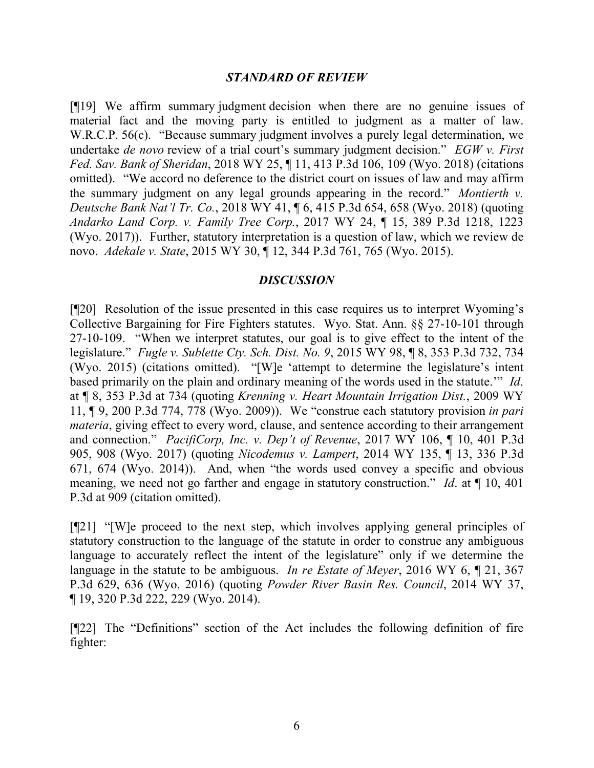### *STANDARD OF REVIEW*

[¶19] We affirm summary judgment decision when there are no genuine issues of material fact and the moving party is entitled to judgment as a matter of law. W.R.C.P. 56(c). "Because summary judgment involves a purely legal determination, we undertake *de novo* review of a trial court's summary judgment decision." *EGW v. First Fed. Sav. Bank of Sheridan*, 2018 WY 25, ¶ 11, 413 P.3d 106, 109 (Wyo. 2018) (citations omitted). "We accord no deference to the district court on issues of law and may affirm the summary judgment on any legal grounds appearing in the record." *Montierth v. Deutsche Bank Nat'l Tr. Co.*, 2018 WY 41, ¶ 6, 415 P.3d 654, 658 (Wyo. 2018) (quoting *Andarko Land Corp. v. Family Tree Corp.*, 2017 WY 24, ¶ 15, 389 P.3d 1218, 1223 (Wyo. 2017)). Further, statutory interpretation is a question of law, which we review de novo. *Adekale v. State*, 2015 WY 30, ¶ 12, 344 P.3d 761, 765 (Wyo. 2015).

### *DISCUSSION*

[¶20] Resolution of the issue presented in this case requires us to interpret Wyoming's Collective Bargaining for Fire Fighters statutes. Wyo. Stat. Ann. §§ 27-10-101 through 27-10-109. "When we interpret statutes, our goal is to give effect to the intent of the legislature." *Fugle v. Sublette Cty. Sch. Dist. No. 9*, 2015 WY 98, ¶ 8, 353 P.3d 732, 734 (Wyo. 2015) (citations omitted). "[W]e 'attempt to determine the legislature's intent based primarily on the plain and ordinary meaning of the words used in the statute.'" *Id*. at ¶ 8, 353 P.3d at 734 (quoting *Krenning v. Heart Mountain Irrigation Dist.*, 2009 WY 11, ¶ 9, 200 P.3d 774, 778 (Wyo. 2009)). We "construe each statutory provision *in pari materia*, giving effect to every word, clause, and sentence according to their arrangement and connection." *PacifiCorp, Inc. v. Dep't of Revenue*, 2017 WY 106, ¶ 10, 401 P.3d 905, 908 (Wyo. 2017) (quoting *Nicodemus v. Lampert*, 2014 WY 135, ¶ 13, 336 P.3d 671, 674 (Wyo. 2014)). And, when "the words used convey a specific and obvious meaning, we need not go farther and engage in statutory construction." *Id*. at ¶ 10, 401 P.3d at 909 (citation omitted).

[¶21] "[W]e proceed to the next step, which involves applying general principles of statutory construction to the language of the statute in order to construe any ambiguous language to accurately reflect the intent of the legislature" only if we determine the language in the statute to be ambiguous. *In re Estate of Meyer*, 2016 WY 6, ¶ 21, 367 P.3d 629, 636 (Wyo. 2016) (quoting *Powder River Basin Res. Council*, 2014 WY 37, ¶ 19, 320 P.3d 222, 229 (Wyo. 2014).

[¶22] The "Definitions" section of the Act includes the following definition of fire fighter: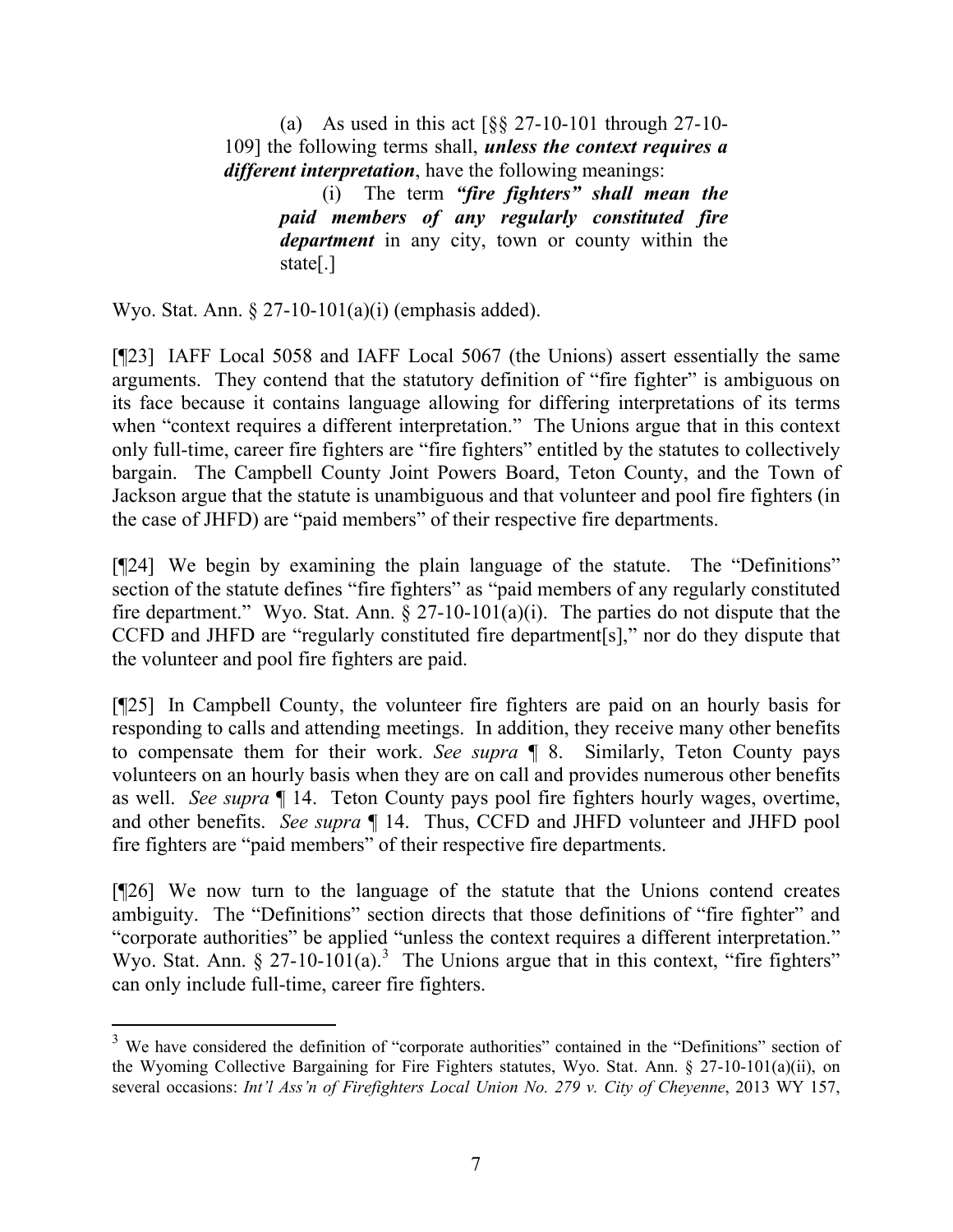> (a) As used in this act [§§ 27-10-101 through 27-10-109] the following terms shall, ***unless the context requires a different interpretation***, have the following meanings:
>
> > (i) The term ***"fire fighters" shall mean the paid members of any regularly constituted fire department*** in any city, town or county within the state[.]

Wyo. Stat. Ann. § 27-10-101(a)(i) (emphasis added).

[¶23] IAFF Local 5058 and IAFF Local 5067 (the Unions) assert essentially the same arguments. They contend that the statutory definition of "fire fighter" is ambiguous on its face because it contains language allowing for differing interpretations of its terms when "context requires a different interpretation." The Unions argue that in this context only full-time, career fire fighters are "fire fighters" entitled by the statutes to collectively bargain. The Campbell County Joint Powers Board, Teton County, and the Town of Jackson argue that the statute is unambiguous and that volunteer and pool fire fighters (in the case of JHFD) are "paid members" of their respective fire departments.

[¶24] We begin by examining the plain language of the statute. The "Definitions" section of the statute defines "fire fighters" as "paid members of any regularly constituted fire department." Wyo. Stat. Ann. § 27-10-101(a)(i). The parties do not dispute that the CCFD and JHFD are "regularly constituted fire department[s]," nor do they dispute that the volunteer and pool fire fighters are paid.

[¶25] In Campbell County, the volunteer fire fighters are paid on an hourly basis for responding to calls and attending meetings. In addition, they receive many other benefits to compensate them for their work. *See supra* ¶ 8. Similarly, Teton County pays volunteers on an hourly basis when they are on call and provides numerous other benefits as well. *See supra* ¶ 14. Teton County pays pool fire fighters hourly wages, overtime, and other benefits. *See supra* ¶ 14. Thus, CCFD and JHFD volunteer and JHFD pool fire fighters are "paid members" of their respective fire departments.

[¶26] We now turn to the language of the statute that the Unions contend creates ambiguity. The "Definitions" section directs that those definitions of "fire fighter" and "corporate authorities" be applied "unless the context requires a different interpretation." Wyo. Stat. Ann. § 27-10-101(a).[3] The Unions argue that in this context, "fire fighters" can only include full-time, career fire fighters.

---

[3] We have considered the definition of "corporate authorities" contained in the "Definitions" section of the Wyoming Collective Bargaining for Fire Fighters statutes, Wyo. Stat. Ann. § 27-10-101(a)(ii), on several occasions: *Int'l Ass'n of Firefighters Local Union No. 279 v. City of Cheyenne*, 2013 WY 157,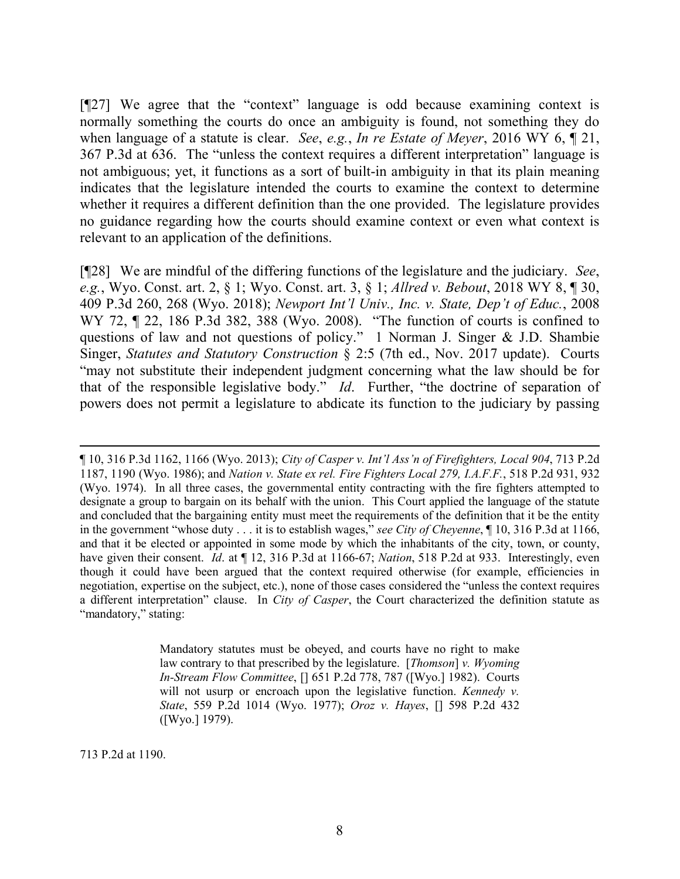[¶27] We agree that the "context" language is odd because examining context is normally something the courts do once an ambiguity is found, not something they do when language of a statute is clear. *See*, *e.g.*, *In re Estate of Meyer*, 2016 WY 6, ¶ 21, 367 P.3d at 636. The "unless the context requires a different interpretation" language is not ambiguous; yet, it functions as a sort of built-in ambiguity in that its plain meaning indicates that the legislature intended the courts to examine the context to determine whether it requires a different definition than the one provided. The legislature provides no guidance regarding how the courts should examine context or even what context is relevant to an application of the definitions.

[¶28] We are mindful of the differing functions of the legislature and the judiciary. *See*, *e.g.*, Wyo. Const. art. 2, § 1; Wyo. Const. art. 3, § 1; *Allred v. Bebout*, 2018 WY 8, ¶ 30, 409 P.3d 260, 268 (Wyo. 2018); *Newport Int'l Univ., Inc. v. State, Dep't of Educ.*, 2008 WY 72, ¶ 22, 186 P.3d 382, 388 (Wyo. 2008). "The function of courts is confined to questions of law and not questions of policy." 1 Norman J. Singer & J.D. Shambie Singer, *Statutes and Statutory Construction* § 2:5 (7th ed., Nov. 2017 update). Courts "may not substitute their independent judgment concerning what the law should be for that of the responsible legislative body." *Id*. Further, "the doctrine of separation of powers does not permit a legislature to abdicate its function to the judiciary by passing

---

¶ 10, 316 P.3d 1162, 1166 (Wyo. 2013); *City of Casper v. Int'l Ass'n of Firefighters, Local 904*, 713 P.2d 1187, 1190 (Wyo. 1986); and *Nation v. State ex rel. Fire Fighters Local 279, I.A.F.F.*, 518 P.2d 931, 932 (Wyo. 1974). In all three cases, the governmental entity contracting with the fire fighters attempted to designate a group to bargain on its behalf with the union. This Court applied the language of the statute and concluded that the bargaining entity must meet the requirements of the definition that it be the entity in the government "whose duty . . . it is to establish wages," *see City of Cheyenne*, ¶ 10, 316 P.3d at 1166, and that it be elected or appointed in some mode by which the inhabitants of the city, town, or county, have given their consent. *Id*. at ¶ 12, 316 P.3d at 1166-67; *Nation*, 518 P.2d at 933. Interestingly, even though it could have been argued that the context required otherwise (for example, efficiencies in negotiation, expertise on the subject, etc.), none of those cases considered the "unless the context requires a different interpretation" clause. In *City of Casper*, the Court characterized the definition statute as "mandatory," stating:

> Mandatory statutes must be obeyed, and courts have no right to make law contrary to that prescribed by the legislature. [*Thomson*] *v. Wyoming In-Stream Flow Committee*, [] 651 P.2d 778, 787 ([Wyo.] 1982). Courts will not usurp or encroach upon the legislative function. *Kennedy v. State*, 559 P.2d 1014 (Wyo. 1977); *Oroz v. Hayes*, [] 598 P.2d 432 ([Wyo.] 1979).

713 P.2d at 1190.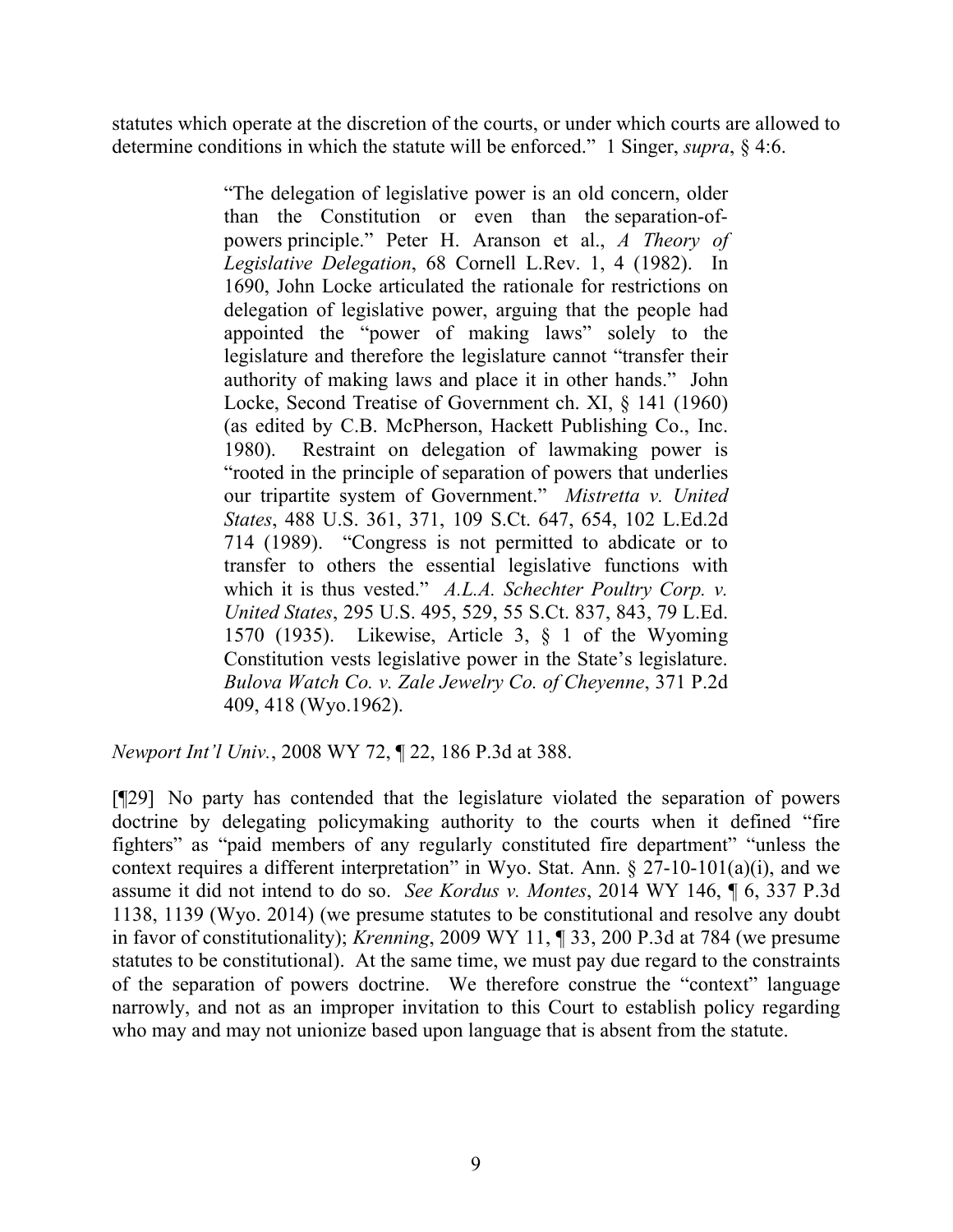statutes which operate at the discretion of the courts, or under which courts are allowed to determine conditions in which the statute will be enforced." 1 Singer, *supra*, § 4:6.

> "The delegation of legislative power is an old concern, older than the Constitution or even than the separation-of-powers principle." Peter H. Aranson et al., *A Theory of Legislative Delegation*, 68 Cornell L.Rev. 1, 4 (1982). In 1690, John Locke articulated the rationale for restrictions on delegation of legislative power, arguing that the people had appointed the "power of making laws" solely to the legislature and therefore the legislature cannot "transfer their authority of making laws and place it in other hands." John Locke, Second Treatise of Government ch. XI, § 141 (1960) (as edited by C.B. McPherson, Hackett Publishing Co., Inc. 1980). Restraint on delegation of lawmaking power is "rooted in the principle of separation of powers that underlies our tripartite system of Government." *Mistretta v. United States*, 488 U.S. 361, 371, 109 S.Ct. 647, 654, 102 L.Ed.2d 714 (1989). "Congress is not permitted to abdicate or to transfer to others the essential legislative functions with which it is thus vested." *A.L.A. Schechter Poultry Corp. v. United States*, 295 U.S. 495, 529, 55 S.Ct. 837, 843, 79 L.Ed. 1570 (1935). Likewise, Article 3, § 1 of the Wyoming Constitution vests legislative power in the State's legislature. *Bulova Watch Co. v. Zale Jewelry Co. of Cheyenne*, 371 P.2d 409, 418 (Wyo.1962).

*Newport Int'l Univ.*, 2008 WY 72, ¶ 22, 186 P.3d at 388.

[¶29] No party has contended that the legislature violated the separation of powers doctrine by delegating policymaking authority to the courts when it defined "fire fighters" as "paid members of any regularly constituted fire department" "unless the context requires a different interpretation" in Wyo. Stat. Ann. § 27-10-101(a)(i), and we assume it did not intend to do so. *See Kordus v. Montes*, 2014 WY 146, ¶ 6, 337 P.3d 1138, 1139 (Wyo. 2014) (we presume statutes to be constitutional and resolve any doubt in favor of constitutionality); *Krenning*, 2009 WY 11, ¶ 33, 200 P.3d at 784 (we presume statutes to be constitutional). At the same time, we must pay due regard to the constraints of the separation of powers doctrine. We therefore construe the "context" language narrowly, and not as an improper invitation to this Court to establish policy regarding who may and may not unionize based upon language that is absent from the statute.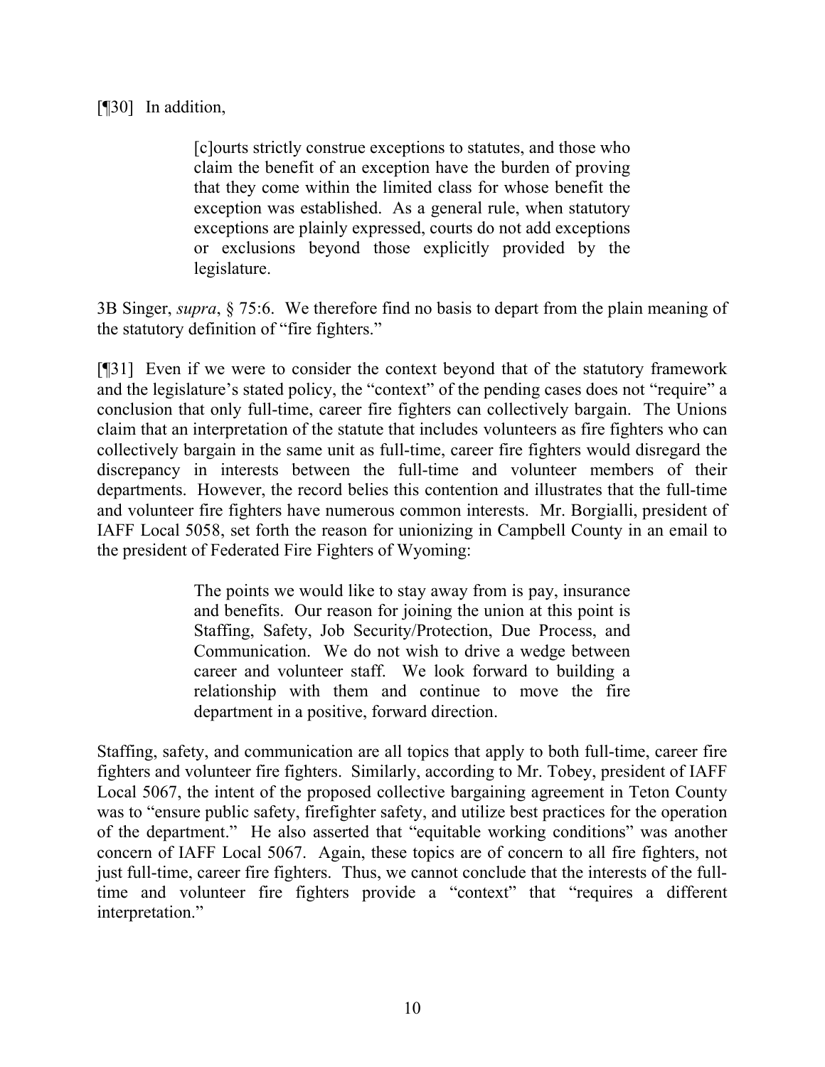[¶30] In addition,

> [c]ourts strictly construe exceptions to statutes, and those who claim the benefit of an exception have the burden of proving that they come within the limited class for whose benefit the exception was established. As a general rule, when statutory exceptions are plainly expressed, courts do not add exceptions or exclusions beyond those explicitly provided by the legislature.

3B Singer, *supra*, § 75:6. We therefore find no basis to depart from the plain meaning of the statutory definition of "fire fighters."

[¶31] Even if we were to consider the context beyond that of the statutory framework and the legislature's stated policy, the "context" of the pending cases does not "require" a conclusion that only full-time, career fire fighters can collectively bargain. The Unions claim that an interpretation of the statute that includes volunteers as fire fighters who can collectively bargain in the same unit as full-time, career fire fighters would disregard the discrepancy in interests between the full-time and volunteer members of their departments. However, the record belies this contention and illustrates that the full-time and volunteer fire fighters have numerous common interests. Mr. Borgialli, president of IAFF Local 5058, set forth the reason for unionizing in Campbell County in an email to the president of Federated Fire Fighters of Wyoming:

> The points we would like to stay away from is pay, insurance and benefits. Our reason for joining the union at this point is Staffing, Safety, Job Security/Protection, Due Process, and Communication. We do not wish to drive a wedge between career and volunteer staff. We look forward to building a relationship with them and continue to move the fire department in a positive, forward direction.

Staffing, safety, and communication are all topics that apply to both full-time, career fire fighters and volunteer fire fighters. Similarly, according to Mr. Tobey, president of IAFF Local 5067, the intent of the proposed collective bargaining agreement in Teton County was to "ensure public safety, firefighter safety, and utilize best practices for the operation of the department." He also asserted that "equitable working conditions" was another concern of IAFF Local 5067. Again, these topics are of concern to all fire fighters, not just full-time, career fire fighters. Thus, we cannot conclude that the interests of the full-time and volunteer fire fighters provide a "context" that "requires a different interpretation."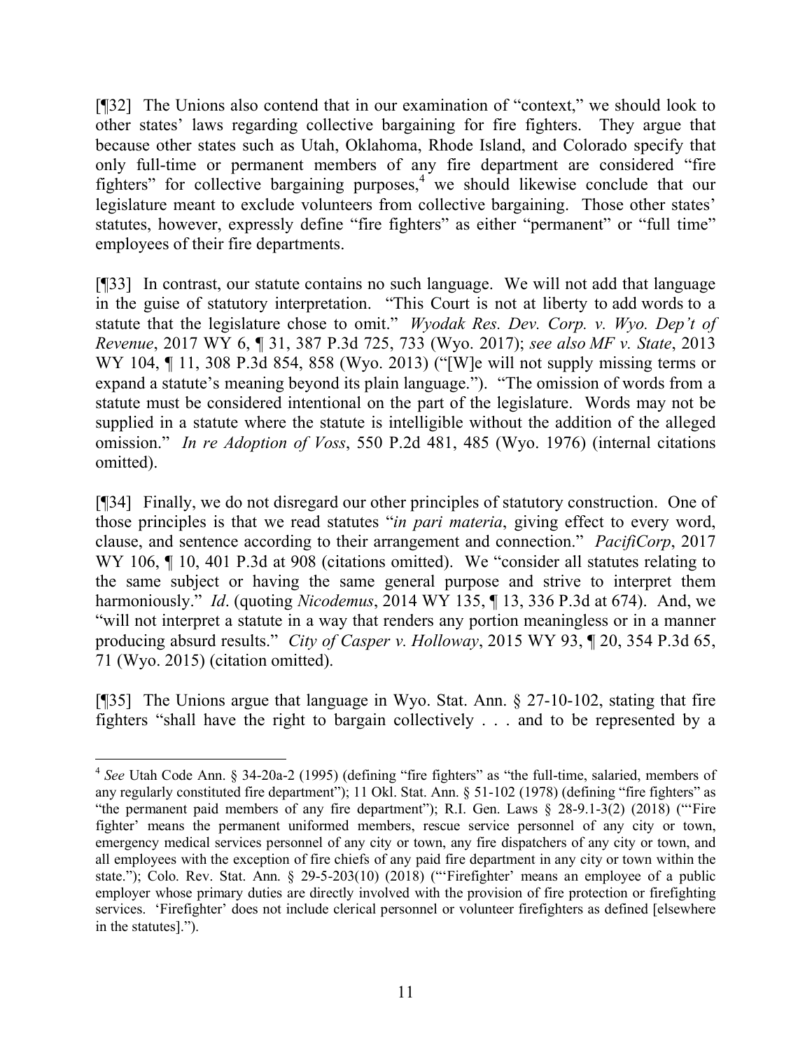[¶32] The Unions also contend that in our examination of "context," we should look to other states' laws regarding collective bargaining for fire fighters. They argue that because other states such as Utah, Oklahoma, Rhode Island, and Colorado specify that only full-time or permanent members of any fire department are considered "fire fighters" for collective bargaining purposes,[4] we should likewise conclude that our legislature meant to exclude volunteers from collective bargaining. Those other states' statutes, however, expressly define "fire fighters" as either "permanent" or "full time" employees of their fire departments.

[¶33] In contrast, our statute contains no such language. We will not add that language in the guise of statutory interpretation. "This Court is not at liberty to add words to a statute that the legislature chose to omit." *Wyodak Res. Dev. Corp. v. Wyo. Dep't of Revenue*, 2017 WY 6, ¶ 31, 387 P.3d 725, 733 (Wyo. 2017); *see also MF v. State*, 2013 WY 104, ¶ 11, 308 P.3d 854, 858 (Wyo. 2013) ("[W]e will not supply missing terms or expand a statute's meaning beyond its plain language."). "The omission of words from a statute must be considered intentional on the part of the legislature. Words may not be supplied in a statute where the statute is intelligible without the addition of the alleged omission." *In re Adoption of Voss*, 550 P.2d 481, 485 (Wyo. 1976) (internal citations omitted).

[¶34] Finally, we do not disregard our other principles of statutory construction. One of those principles is that we read statutes "*in pari materia*, giving effect to every word, clause, and sentence according to their arrangement and connection." *PacifiCorp*, 2017 WY 106, ¶ 10, 401 P.3d at 908 (citations omitted). We "consider all statutes relating to the same subject or having the same general purpose and strive to interpret them harmoniously." *Id*. (quoting *Nicodemus*, 2014 WY 135, ¶ 13, 336 P.3d at 674). And, we "will not interpret a statute in a way that renders any portion meaningless or in a manner producing absurd results." *City of Casper v. Holloway*, 2015 WY 93, ¶ 20, 354 P.3d 65, 71 (Wyo. 2015) (citation omitted).

[¶35] The Unions argue that language in Wyo. Stat. Ann. § 27-10-102, stating that fire fighters "shall have the right to bargain collectively . . . and to be represented by a

---

[4] *See* Utah Code Ann. § 34-20a-2 (1995) (defining "fire fighters" as "the full-time, salaried, members of any regularly constituted fire department"); 11 Okl. Stat. Ann. § 51-102 (1978) (defining "fire fighters" as "the permanent paid members of any fire department"); R.I. Gen. Laws § 28-9.1-3(2) (2018) ("'Fire fighter' means the permanent uniformed members, rescue service personnel of any city or town, emergency medical services personnel of any city or town, any fire dispatchers of any city or town, and all employees with the exception of fire chiefs of any paid fire department in any city or town within the state."); Colo. Rev. Stat. Ann. § 29-5-203(10) (2018) ("'Firefighter' means an employee of a public employer whose primary duties are directly involved with the provision of fire protection or firefighting services. 'Firefighter' does not include clerical personnel or volunteer firefighters as defined [elsewhere in the statutes].").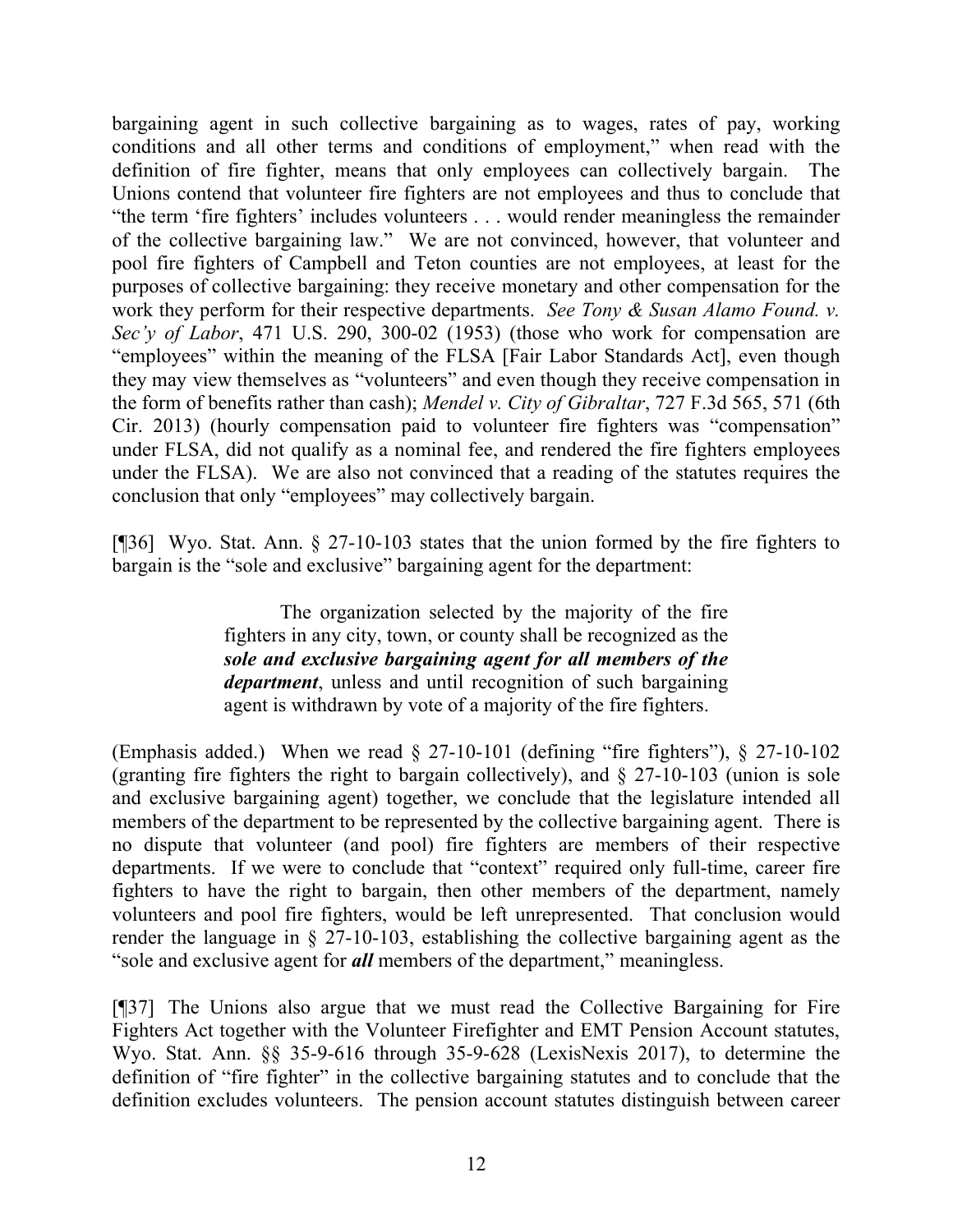bargaining agent in such collective bargaining as to wages, rates of pay, working conditions and all other terms and conditions of employment," when read with the definition of fire fighter, means that only employees can collectively bargain. The Unions contend that volunteer fire fighters are not employees and thus to conclude that "the term 'fire fighters' includes volunteers . . . would render meaningless the remainder of the collective bargaining law." We are not convinced, however, that volunteer and pool fire fighters of Campbell and Teton counties are not employees, at least for the purposes of collective bargaining: they receive monetary and other compensation for the work they perform for their respective departments. *See Tony & Susan Alamo Found. v. Sec'y of Labor*, 471 U.S. 290, 300-02 (1953) (those who work for compensation are "employees" within the meaning of the FLSA [Fair Labor Standards Act], even though they may view themselves as "volunteers" and even though they receive compensation in the form of benefits rather than cash); *Mendel v. City of Gibraltar*, 727 F.3d 565, 571 (6th Cir. 2013) (hourly compensation paid to volunteer fire fighters was "compensation" under FLSA, did not qualify as a nominal fee, and rendered the fire fighters employees under the FLSA). We are also not convinced that a reading of the statutes requires the conclusion that only "employees" may collectively bargain.

[¶36] Wyo. Stat. Ann. § 27-10-103 states that the union formed by the fire fighters to bargain is the "sole and exclusive" bargaining agent for the department:

> The organization selected by the majority of the fire fighters in any city, town, or county shall be recognized as the ***sole and exclusive bargaining agent for all members of the department***, unless and until recognition of such bargaining agent is withdrawn by vote of a majority of the fire fighters.

(Emphasis added.) When we read § 27-10-101 (defining "fire fighters"), § 27-10-102 (granting fire fighters the right to bargain collectively), and § 27-10-103 (union is sole and exclusive bargaining agent) together, we conclude that the legislature intended all members of the department to be represented by the collective bargaining agent. There is no dispute that volunteer (and pool) fire fighters are members of their respective departments. If we were to conclude that "context" required only full-time, career fire fighters to have the right to bargain, then other members of the department, namely volunteers and pool fire fighters, would be left unrepresented. That conclusion would render the language in § 27-10-103, establishing the collective bargaining agent as the "sole and exclusive agent for ***all*** members of the department," meaningless.

[¶37] The Unions also argue that we must read the Collective Bargaining for Fire Fighters Act together with the Volunteer Firefighter and EMT Pension Account statutes, Wyo. Stat. Ann. §§ 35-9-616 through 35-9-628 (LexisNexis 2017), to determine the definition of "fire fighter" in the collective bargaining statutes and to conclude that the definition excludes volunteers. The pension account statutes distinguish between career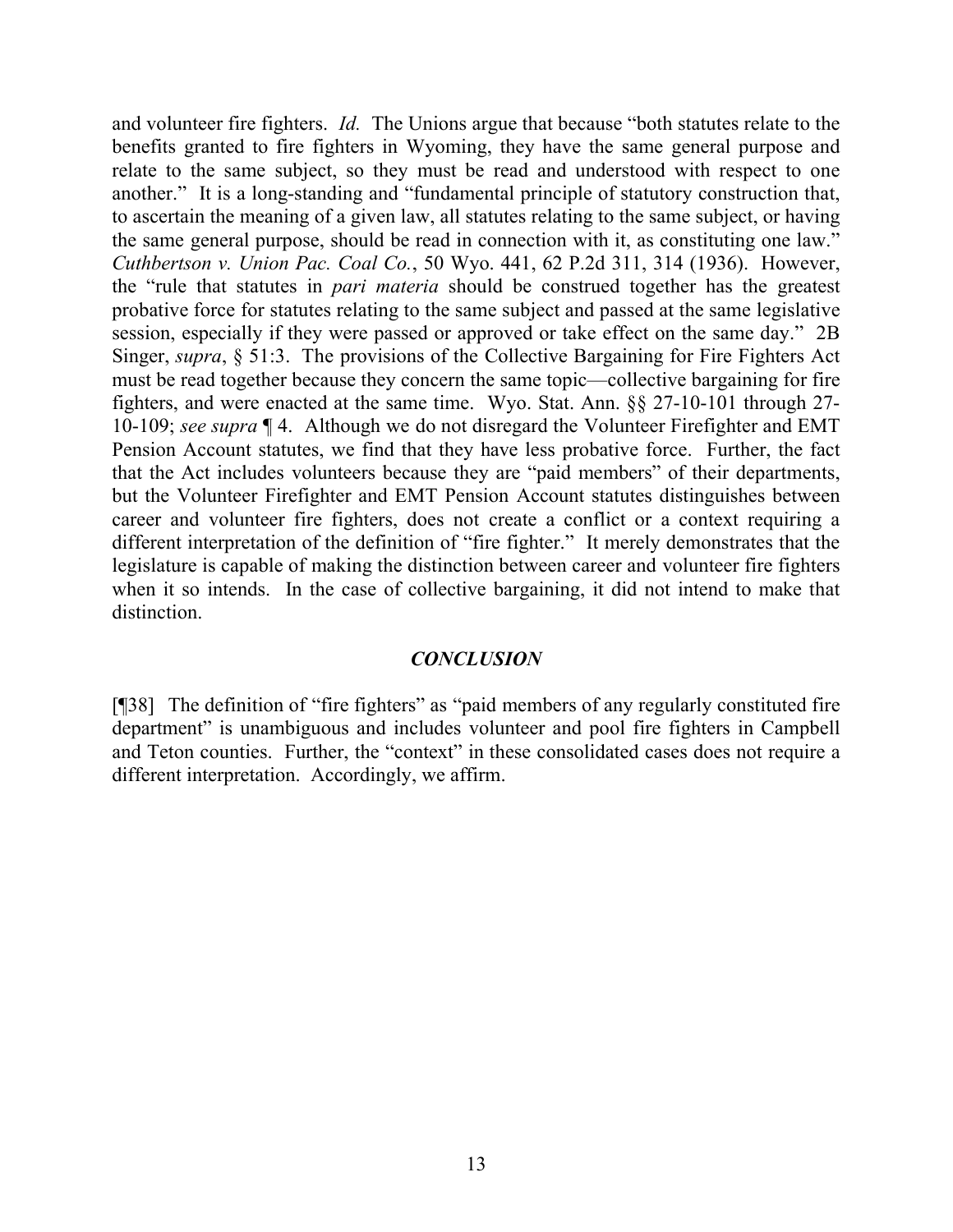and volunteer fire fighters. *Id.* The Unions argue that because "both statutes relate to the benefits granted to fire fighters in Wyoming, they have the same general purpose and relate to the same subject, so they must be read and understood with respect to one another." It is a long-standing and "fundamental principle of statutory construction that, to ascertain the meaning of a given law, all statutes relating to the same subject, or having the same general purpose, should be read in connection with it, as constituting one law." *Cuthbertson v. Union Pac. Coal Co.*, 50 Wyo. 441, 62 P.2d 311, 314 (1936). However, the "rule that statutes in *pari materia* should be construed together has the greatest probative force for statutes relating to the same subject and passed at the same legislative session, especially if they were passed or approved or take effect on the same day." 2B Singer, *supra*, § 51:3. The provisions of the Collective Bargaining for Fire Fighters Act must be read together because they concern the same topic—collective bargaining for fire fighters, and were enacted at the same time. Wyo. Stat. Ann. §§ 27-10-101 through 27-10-109; *see supra* ¶ 4. Although we do not disregard the Volunteer Firefighter and EMT Pension Account statutes, we find that they have less probative force. Further, the fact that the Act includes volunteers because they are "paid members" of their departments, but the Volunteer Firefighter and EMT Pension Account statutes distinguishes between career and volunteer fire fighters, does not create a conflict or a context requiring a different interpretation of the definition of "fire fighter." It merely demonstrates that the legislature is capable of making the distinction between career and volunteer fire fighters when it so intends. In the case of collective bargaining, it did not intend to make that distinction.

## ***CONCLUSION***

[¶38] The definition of "fire fighters" as "paid members of any regularly constituted fire department" is unambiguous and includes volunteer and pool fire fighters in Campbell and Teton counties. Further, the "context" in these consolidated cases does not require a different interpretation. Accordingly, we affirm.